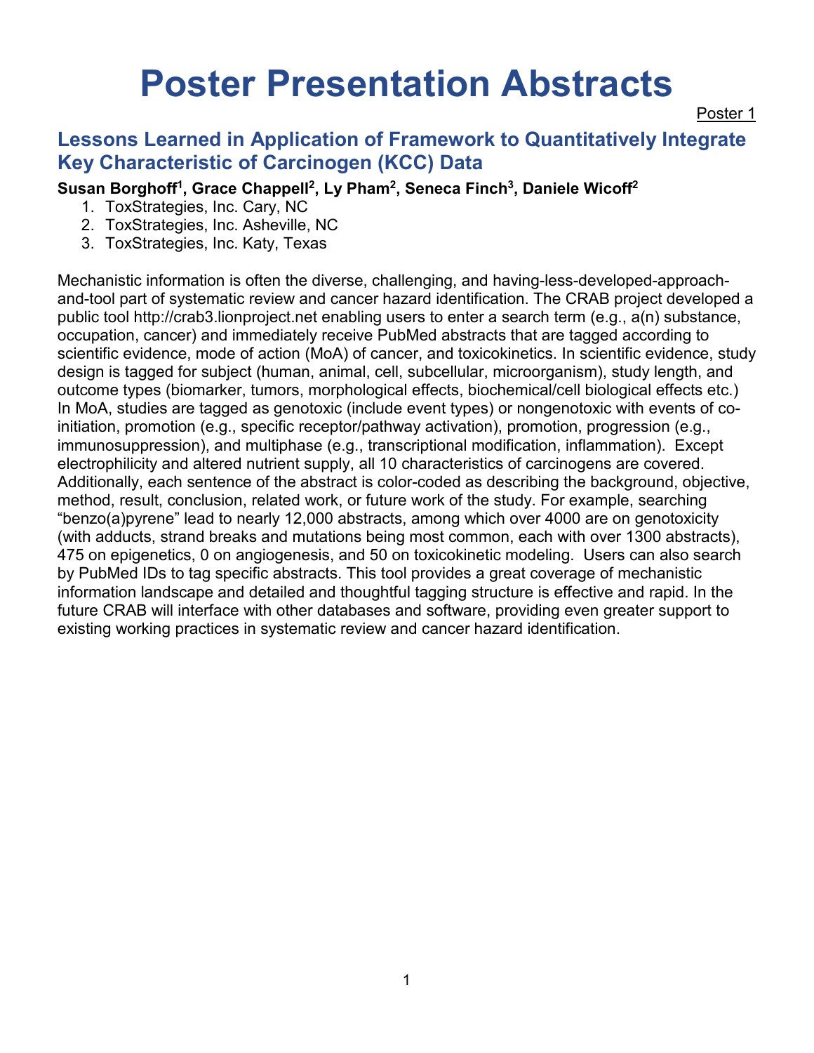# Poster Presentation Abstracts

Poster 1

## Lessons Learned in Application of Framework to Quantitatively Integrate Key Characteristic of Carcinogen (KCC) Data

**Susan Borghoff[1], Grace Chappell[2], Ly Pham[2], Seneca Finch[3], Daniele Wicoff[2]**

1. ToxStrategies, Inc. Cary, NC
2. ToxStrategies, Inc. Asheville, NC
3. ToxStrategies, Inc. Katy, Texas

Mechanistic information is often the diverse, challenging, and having-less-developed-approach-and-tool part of systematic review and cancer hazard identification. The CRAB project developed a public tool http://crab3.lionproject.net enabling users to enter a search term (e.g., a(n) substance, occupation, cancer) and immediately receive PubMed abstracts that are tagged according to scientific evidence, mode of action (MoA) of cancer, and toxicokinetics. In scientific evidence, study design is tagged for subject (human, animal, cell, subcellular, microorganism), study length, and outcome types (biomarker, tumors, morphological effects, biochemical/cell biological effects etc.) In MoA, studies are tagged as genotoxic (include event types) or nongenotoxic with events of co-initiation, promotion (e.g., specific receptor/pathway activation), promotion, progression (e.g., immunosuppression), and multiphase (e.g., transcriptional modification, inflammation). Except electrophilicity and altered nutrient supply, all 10 characteristics of carcinogens are covered. Additionally, each sentence of the abstract is color-coded as describing the background, objective, method, result, conclusion, related work, or future work of the study. For example, searching "benzo(a)pyrene" lead to nearly 12,000 abstracts, among which over 4000 are on genotoxicity (with adducts, strand breaks and mutations being most common, each with over 1300 abstracts), 475 on epigenetics, 0 on angiogenesis, and 50 on toxicokinetic modeling. Users can also search by PubMed IDs to tag specific abstracts. This tool provides a great coverage of mechanistic information landscape and detailed and thoughtful tagging structure is effective and rapid. In the future CRAB will interface with other databases and software, providing even greater support to existing working practices in systematic review and cancer hazard identification.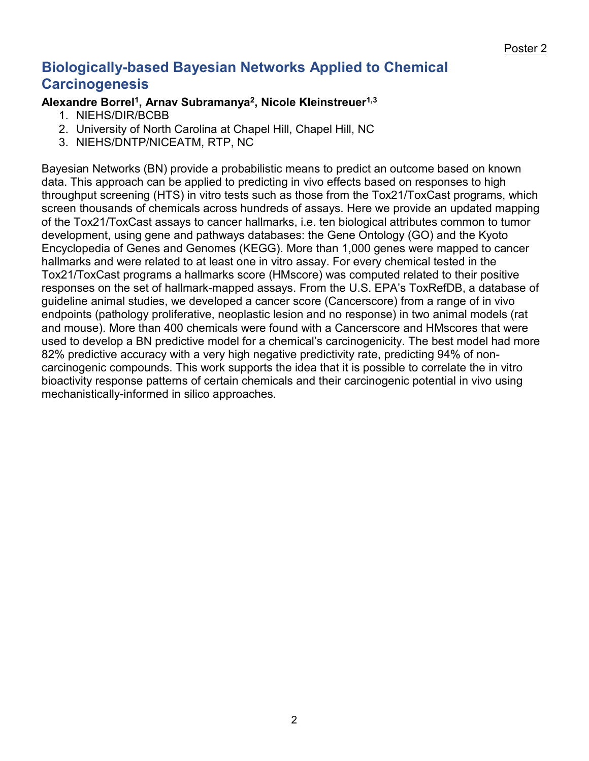Poster 2

## Biologically-based Bayesian Networks Applied to Chemical Carcinogenesis

**Alexandre Borrel[1], Arnav Subramanya[2], Nicole Kleinstreuer[1,3]**

1. NIEHS/DIR/BCBB
2. University of North Carolina at Chapel Hill, Chapel Hill, NC
3. NIEHS/DNTP/NICEATM, RTP, NC

Bayesian Networks (BN) provide a probabilistic means to predict an outcome based on known data. This approach can be applied to predicting in vivo effects based on responses to high throughput screening (HTS) in vitro tests such as those from the Tox21/ToxCast programs, which screen thousands of chemicals across hundreds of assays. Here we provide an updated mapping of the Tox21/ToxCast assays to cancer hallmarks, i.e. ten biological attributes common to tumor development, using gene and pathways databases: the Gene Ontology (GO) and the Kyoto Encyclopedia of Genes and Genomes (KEGG). More than 1,000 genes were mapped to cancer hallmarks and were related to at least one in vitro assay. For every chemical tested in the Tox21/ToxCast programs a hallmarks score (HMscore) was computed related to their positive responses on the set of hallmark-mapped assays. From the U.S. EPA's ToxRefDB, a database of guideline animal studies, we developed a cancer score (Cancerscore) from a range of in vivo endpoints (pathology proliferative, neoplastic lesion and no response) in two animal models (rat and mouse). More than 400 chemicals were found with a Cancerscore and HMscores that were used to develop a BN predictive model for a chemical's carcinogenicity. The best model had more 82% predictive accuracy with a very high negative predictivity rate, predicting 94% of non-carcinogenic compounds. This work supports the idea that it is possible to correlate the in vitro bioactivity response patterns of certain chemicals and their carcinogenic potential in vivo using mechanistically-informed in silico approaches.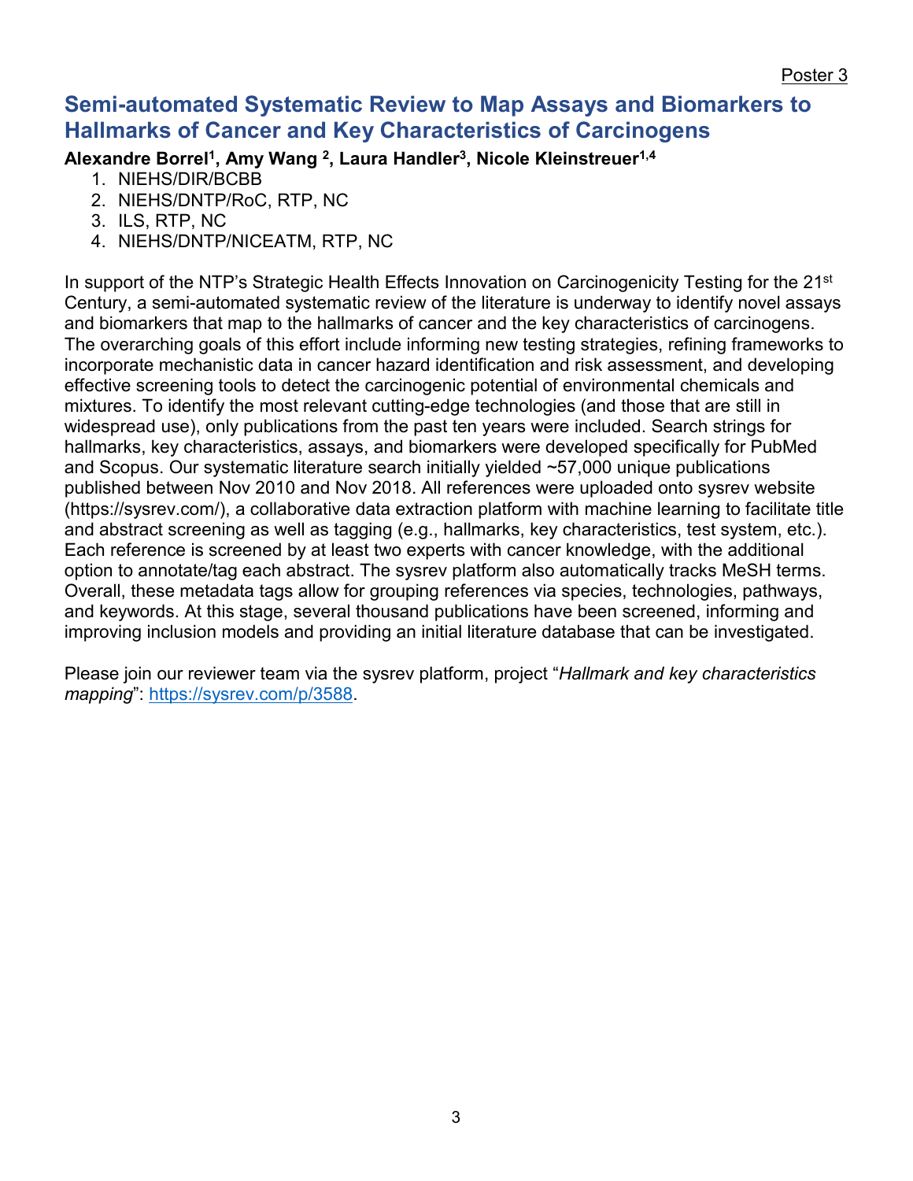Poster 3

# Semi-automated Systematic Review to Map Assays and Biomarkers to Hallmarks of Cancer and Key Characteristics of Carcinogens

**Alexandre Borrel[1], Amy Wang [2], Laura Handler[3], Nicole Kleinstreuer[1,4]**

1. NIEHS/DIR/BCBB
2. NIEHS/DNTP/RoC, RTP, NC
3. ILS, RTP, NC
4. NIEHS/DNTP/NICEATM, RTP, NC

In support of the NTP's Strategic Health Effects Innovation on Carcinogenicity Testing for the 21st Century, a semi-automated systematic review of the literature is underway to identify novel assays and biomarkers that map to the hallmarks of cancer and the key characteristics of carcinogens. The overarching goals of this effort include informing new testing strategies, refining frameworks to incorporate mechanistic data in cancer hazard identification and risk assessment, and developing effective screening tools to detect the carcinogenic potential of environmental chemicals and mixtures. To identify the most relevant cutting-edge technologies (and those that are still in widespread use), only publications from the past ten years were included. Search strings for hallmarks, key characteristics, assays, and biomarkers were developed specifically for PubMed and Scopus. Our systematic literature search initially yielded ~57,000 unique publications published between Nov 2010 and Nov 2018. All references were uploaded onto sysrev website (https://sysrev.com/), a collaborative data extraction platform with machine learning to facilitate title and abstract screening as well as tagging (e.g., hallmarks, key characteristics, test system, etc.). Each reference is screened by at least two experts with cancer knowledge, with the additional option to annotate/tag each abstract. The sysrev platform also automatically tracks MeSH terms. Overall, these metadata tags allow for grouping references via species, technologies, pathways, and keywords. At this stage, several thousand publications have been screened, informing and improving inclusion models and providing an initial literature database that can be investigated.

Please join our reviewer team via the sysrev platform, project "*Hallmark and key characteristics mapping*": https://sysrev.com/p/3588.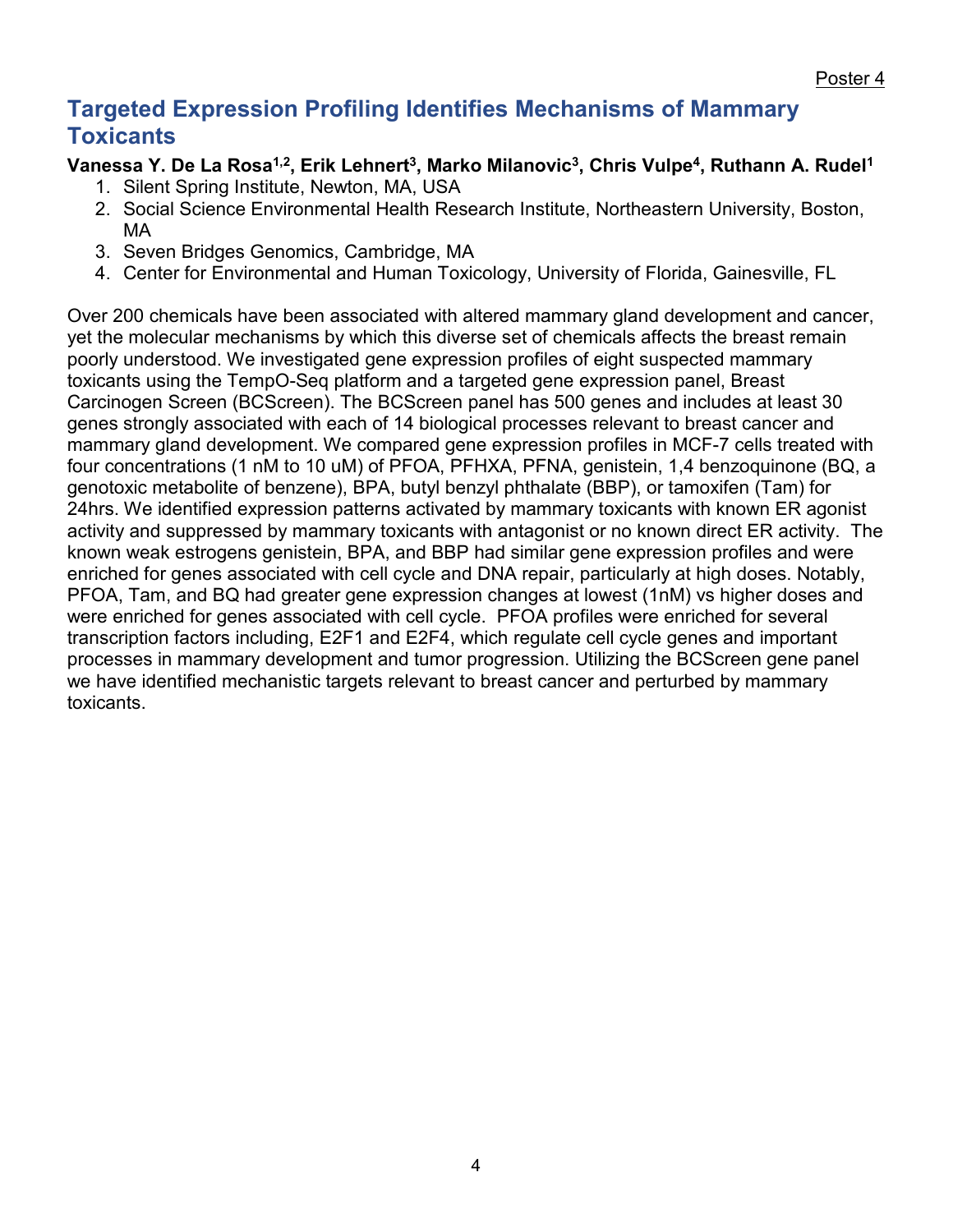Poster 4

## Targeted Expression Profiling Identifies Mechanisms of Mammary Toxicants

**Vanessa Y. De La Rosa[1,2], Erik Lehnert[3], Marko Milanovic[3], Chris Vulpe[4], Ruthann A. Rudel[1]**

1. Silent Spring Institute, Newton, MA, USA
2. Social Science Environmental Health Research Institute, Northeastern University, Boston, MA
3. Seven Bridges Genomics, Cambridge, MA
4. Center for Environmental and Human Toxicology, University of Florida, Gainesville, FL

Over 200 chemicals have been associated with altered mammary gland development and cancer, yet the molecular mechanisms by which this diverse set of chemicals affects the breast remain poorly understood. We investigated gene expression profiles of eight suspected mammary toxicants using the TempO-Seq platform and a targeted gene expression panel, Breast Carcinogen Screen (BCScreen). The BCScreen panel has 500 genes and includes at least 30 genes strongly associated with each of 14 biological processes relevant to breast cancer and mammary gland development. We compared gene expression profiles in MCF-7 cells treated with four concentrations (1 nM to 10 uM) of PFOA, PFHXA, PFNA, genistein, 1,4 benzoquinone (BQ, a genotoxic metabolite of benzene), BPA, butyl benzyl phthalate (BBP), or tamoxifen (Tam) for 24hrs. We identified expression patterns activated by mammary toxicants with known ER agonist activity and suppressed by mammary toxicants with antagonist or no known direct ER activity. The known weak estrogens genistein, BPA, and BBP had similar gene expression profiles and were enriched for genes associated with cell cycle and DNA repair, particularly at high doses. Notably, PFOA, Tam, and BQ had greater gene expression changes at lowest (1nM) vs higher doses and were enriched for genes associated with cell cycle. PFOA profiles were enriched for several transcription factors including, E2F1 and E2F4, which regulate cell cycle genes and important processes in mammary development and tumor progression. Utilizing the BCScreen gene panel we have identified mechanistic targets relevant to breast cancer and perturbed by mammary toxicants.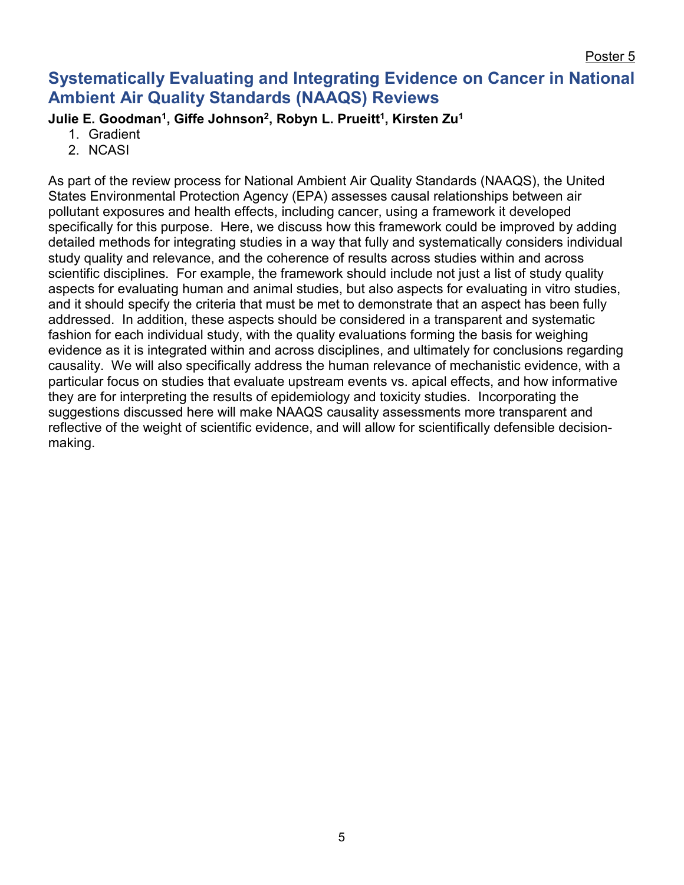Poster 5

## Systematically Evaluating and Integrating Evidence on Cancer in National Ambient Air Quality Standards (NAAQS) Reviews

**Julie E. Goodman[1], Giffe Johnson[2], Robyn L. Prueitt[1], Kirsten Zu[1]**

1. Gradient
2. NCASI

As part of the review process for National Ambient Air Quality Standards (NAAQS), the United States Environmental Protection Agency (EPA) assesses causal relationships between air pollutant exposures and health effects, including cancer, using a framework it developed specifically for this purpose. Here, we discuss how this framework could be improved by adding detailed methods for integrating studies in a way that fully and systematically considers individual study quality and relevance, and the coherence of results across studies within and across scientific disciplines. For example, the framework should include not just a list of study quality aspects for evaluating human and animal studies, but also aspects for evaluating in vitro studies, and it should specify the criteria that must be met to demonstrate that an aspect has been fully addressed. In addition, these aspects should be considered in a transparent and systematic fashion for each individual study, with the quality evaluations forming the basis for weighing evidence as it is integrated within and across disciplines, and ultimately for conclusions regarding causality. We will also specifically address the human relevance of mechanistic evidence, with a particular focus on studies that evaluate upstream events vs. apical effects, and how informative they are for interpreting the results of epidemiology and toxicity studies. Incorporating the suggestions discussed here will make NAAQS causality assessments more transparent and reflective of the weight of scientific evidence, and will allow for scientifically defensible decision-making.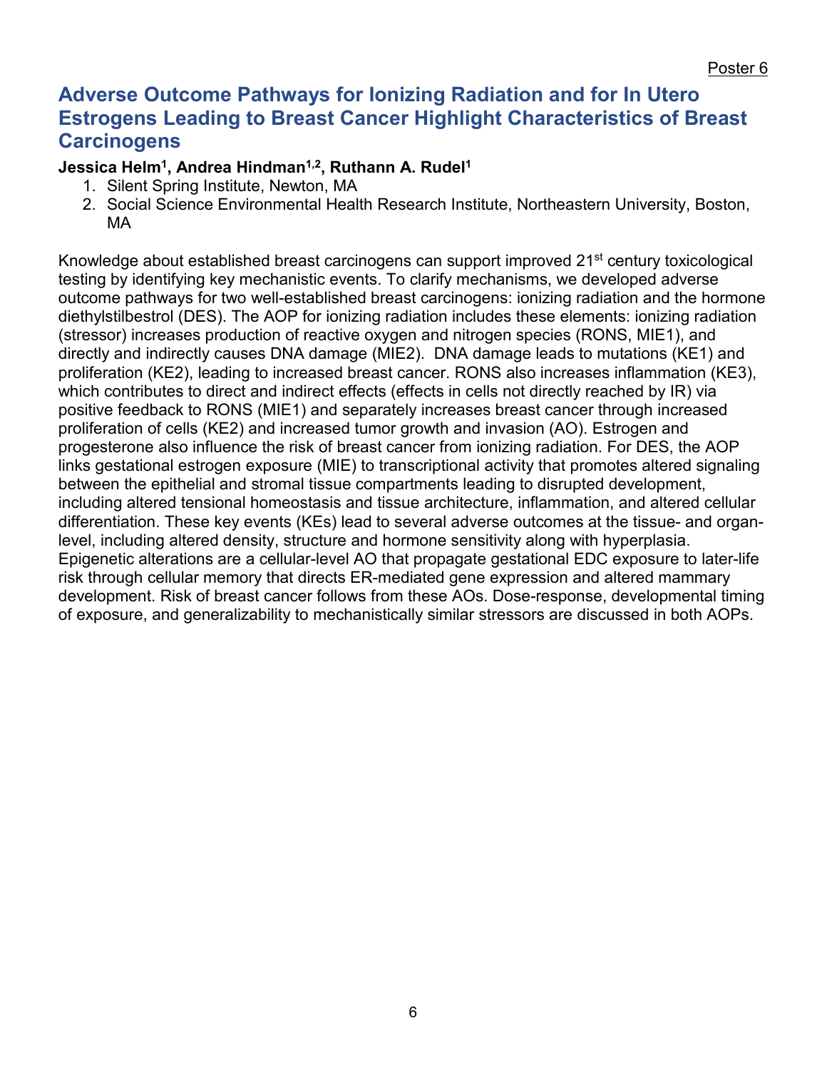Poster 6

## Adverse Outcome Pathways for Ionizing Radiation and for In Utero Estrogens Leading to Breast Cancer Highlight Characteristics of Breast Carcinogens

**Jessica Helm[1], Andrea Hindman[1,2], Ruthann A. Rudel[1]**

1. Silent Spring Institute, Newton, MA
2. Social Science Environmental Health Research Institute, Northeastern University, Boston, MA

Knowledge about established breast carcinogens can support improved 21st century toxicological testing by identifying key mechanistic events. To clarify mechanisms, we developed adverse outcome pathways for two well-established breast carcinogens: ionizing radiation and the hormone diethylstilbestrol (DES). The AOP for ionizing radiation includes these elements: ionizing radiation (stressor) increases production of reactive oxygen and nitrogen species (RONS, MIE1), and directly and indirectly causes DNA damage (MIE2). DNA damage leads to mutations (KE1) and proliferation (KE2), leading to increased breast cancer. RONS also increases inflammation (KE3), which contributes to direct and indirect effects (effects in cells not directly reached by IR) via positive feedback to RONS (MIE1) and separately increases breast cancer through increased proliferation of cells (KE2) and increased tumor growth and invasion (AO). Estrogen and progesterone also influence the risk of breast cancer from ionizing radiation. For DES, the AOP links gestational estrogen exposure (MIE) to transcriptional activity that promotes altered signaling between the epithelial and stromal tissue compartments leading to disrupted development, including altered tensional homeostasis and tissue architecture, inflammation, and altered cellular differentiation. These key events (KEs) lead to several adverse outcomes at the tissue- and organ-level, including altered density, structure and hormone sensitivity along with hyperplasia. Epigenetic alterations are a cellular-level AO that propagate gestational EDC exposure to later-life risk through cellular memory that directs ER-mediated gene expression and altered mammary development. Risk of breast cancer follows from these AOs. Dose-response, developmental timing of exposure, and generalizability to mechanistically similar stressors are discussed in both AOPs.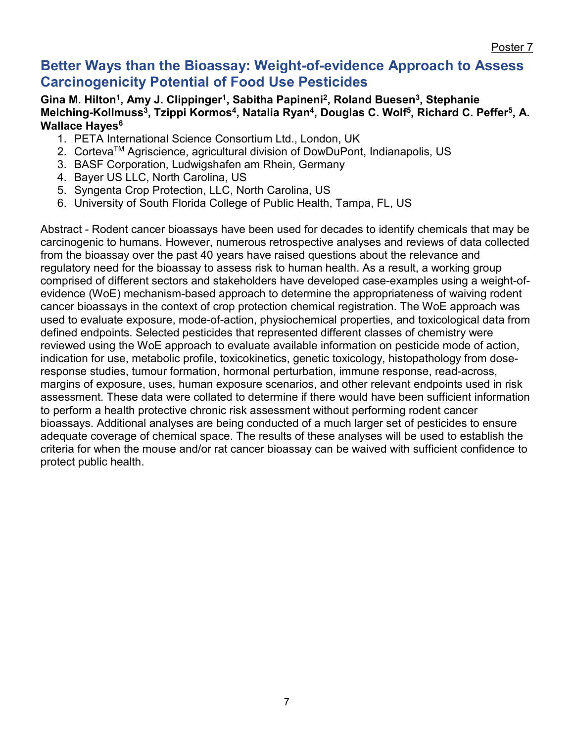Poster 7

## Better Ways than the Bioassay: Weight-of-evidence Approach to Assess Carcinogenicity Potential of Food Use Pesticides

**Gina M. Hilton[1], Amy J. Clippinger[1], Sabitha Papineni[2], Roland Buesen[3], Stephanie Melching-Kollmuss[3], Tzippi Kormos[4], Natalia Ryan[4], Douglas C. Wolf[5], Richard C. Peffer[5], A. Wallace Hayes[6]**

1. PETA International Science Consortium Ltd., London, UK
2. Corteva™ Agriscience, agricultural division of DowDuPont, Indianapolis, US
3. BASF Corporation, Ludwigshafen am Rhein, Germany
4. Bayer US LLC, North Carolina, US
5. Syngenta Crop Protection, LLC, North Carolina, US
6. University of South Florida College of Public Health, Tampa, FL, US

Abstract - Rodent cancer bioassays have been used for decades to identify chemicals that may be carcinogenic to humans. However, numerous retrospective analyses and reviews of data collected from the bioassay over the past 40 years have raised questions about the relevance and regulatory need for the bioassay to assess risk to human health. As a result, a working group comprised of different sectors and stakeholders have developed case-examples using a weight-of-evidence (WoE) mechanism-based approach to determine the appropriateness of waiving rodent cancer bioassays in the context of crop protection chemical registration. The WoE approach was used to evaluate exposure, mode-of-action, physiochemical properties, and toxicological data from defined endpoints. Selected pesticides that represented different classes of chemistry were reviewed using the WoE approach to evaluate available information on pesticide mode of action, indication for use, metabolic profile, toxicokinetics, genetic toxicology, histopathology from dose-response studies, tumour formation, hormonal perturbation, immune response, read-across, margins of exposure, uses, human exposure scenarios, and other relevant endpoints used in risk assessment. These data were collated to determine if there would have been sufficient information to perform a health protective chronic risk assessment without performing rodent cancer bioassays. Additional analyses are being conducted of a much larger set of pesticides to ensure adequate coverage of chemical space. The results of these analyses will be used to establish the criteria for when the mouse and/or rat cancer bioassay can be waived with sufficient confidence to protect public health.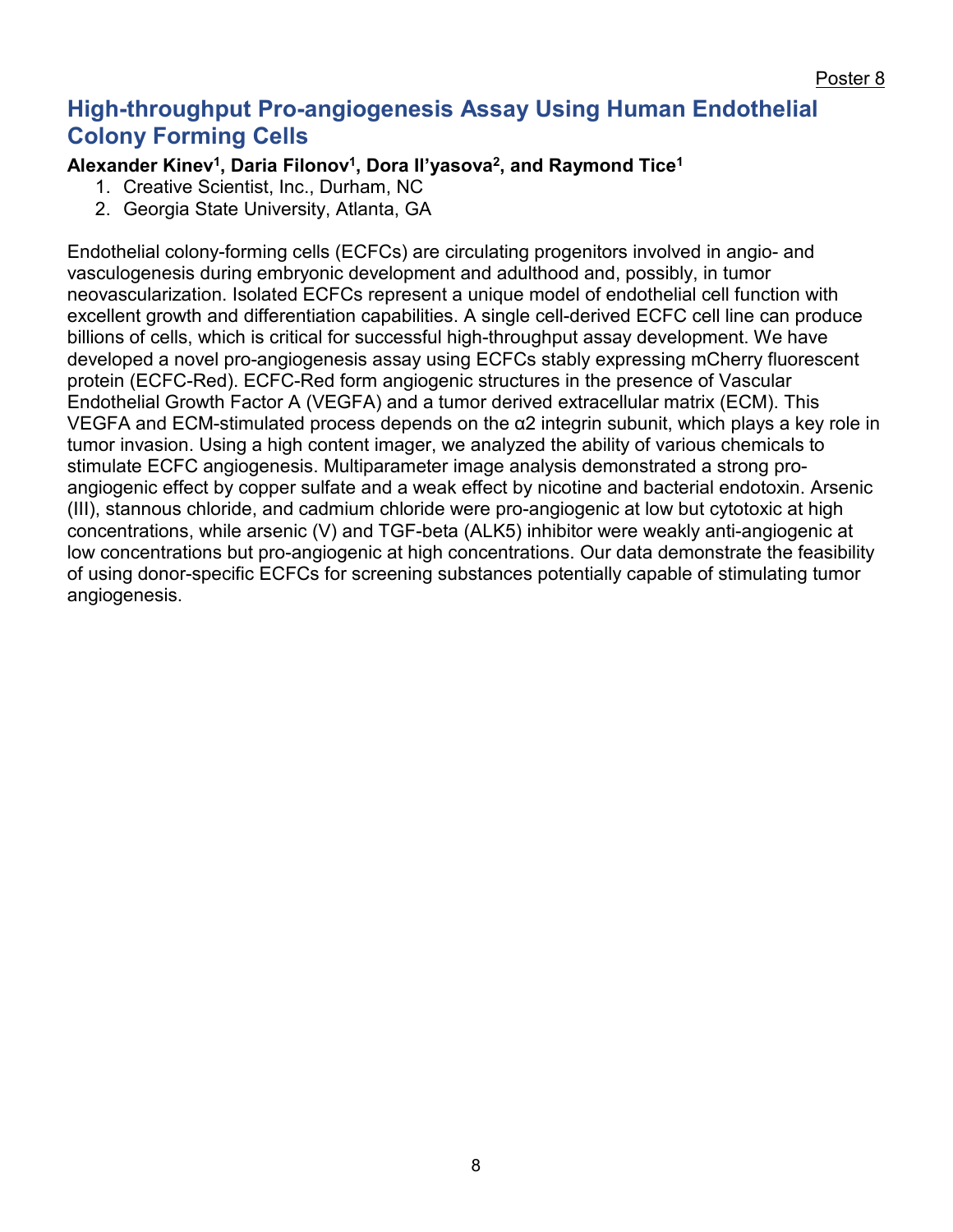Poster 8

## High-throughput Pro-angiogenesis Assay Using Human Endothelial Colony Forming Cells

**Alexander Kinev[1], Daria Filonov[1], Dora Il'yasova[2], and Raymond Tice[1]**

1. Creative Scientist, Inc., Durham, NC
2. Georgia State University, Atlanta, GA

Endothelial colony-forming cells (ECFCs) are circulating progenitors involved in angio- and vasculogenesis during embryonic development and adulthood and, possibly, in tumor neovascularization. Isolated ECFCs represent a unique model of endothelial cell function with excellent growth and differentiation capabilities. A single cell-derived ECFC cell line can produce billions of cells, which is critical for successful high-throughput assay development. We have developed a novel pro-angiogenesis assay using ECFCs stably expressing mCherry fluorescent protein (ECFC-Red). ECFC-Red form angiogenic structures in the presence of Vascular Endothelial Growth Factor A (VEGFA) and a tumor derived extracellular matrix (ECM). This VEGFA and ECM-stimulated process depends on the α2 integrin subunit, which plays a key role in tumor invasion. Using a high content imager, we analyzed the ability of various chemicals to stimulate ECFC angiogenesis. Multiparameter image analysis demonstrated a strong pro-angiogenic effect by copper sulfate and a weak effect by nicotine and bacterial endotoxin. Arsenic (III), stannous chloride, and cadmium chloride were pro-angiogenic at low but cytotoxic at high concentrations, while arsenic (V) and TGF-beta (ALK5) inhibitor were weakly anti-angiogenic at low concentrations but pro-angiogenic at high concentrations. Our data demonstrate the feasibility of using donor-specific ECFCs for screening substances potentially capable of stimulating tumor angiogenesis.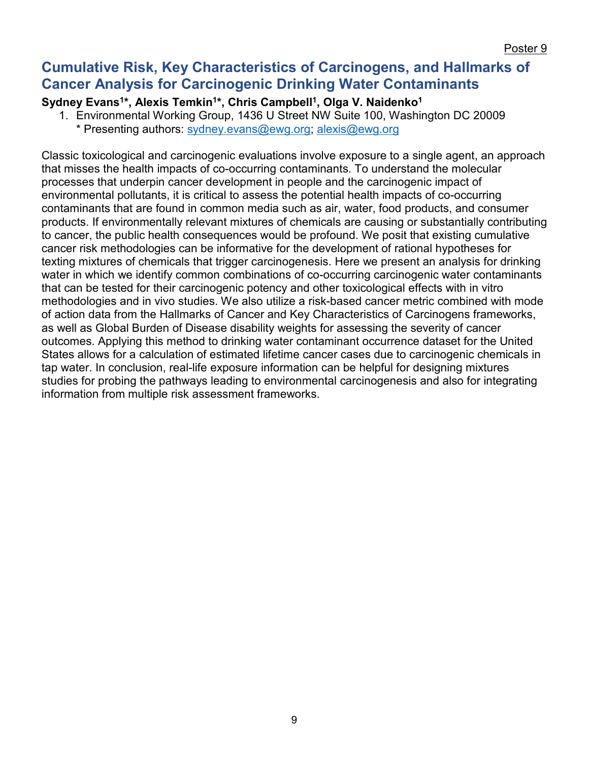Poster 9

## Cumulative Risk, Key Characteristics of Carcinogens, and Hallmarks of Cancer Analysis for Carcinogenic Drinking Water Contaminants

**Sydney Evans[1]*, Alexis Temkin[1]*, Chris Campbell[1], Olga V. Naidenko[1]**

1. Environmental Working Group, 1436 U Street NW Suite 100, Washington DC 20009
   * Presenting authors: sydney.evans@ewg.org; alexis@ewg.org

Classic toxicological and carcinogenic evaluations involve exposure to a single agent, an approach that misses the health impacts of co-occurring contaminants. To understand the molecular processes that underpin cancer development in people and the carcinogenic impact of environmental pollutants, it is critical to assess the potential health impacts of co-occurring contaminants that are found in common media such as air, water, food products, and consumer products. If environmentally relevant mixtures of chemicals are causing or substantially contributing to cancer, the public health consequences would be profound. We posit that existing cumulative cancer risk methodologies can be informative for the development of rational hypotheses for texting mixtures of chemicals that trigger carcinogenesis. Here we present an analysis for drinking water in which we identify common combinations of co-occurring carcinogenic water contaminants that can be tested for their carcinogenic potency and other toxicological effects with in vitro methodologies and in vivo studies. We also utilize a risk-based cancer metric combined with mode of action data from the Hallmarks of Cancer and Key Characteristics of Carcinogens frameworks, as well as Global Burden of Disease disability weights for assessing the severity of cancer outcomes. Applying this method to drinking water contaminant occurrence dataset for the United States allows for a calculation of estimated lifetime cancer cases due to carcinogenic chemicals in tap water. In conclusion, real-life exposure information can be helpful for designing mixtures studies for probing the pathways leading to environmental carcinogenesis and also for integrating information from multiple risk assessment frameworks.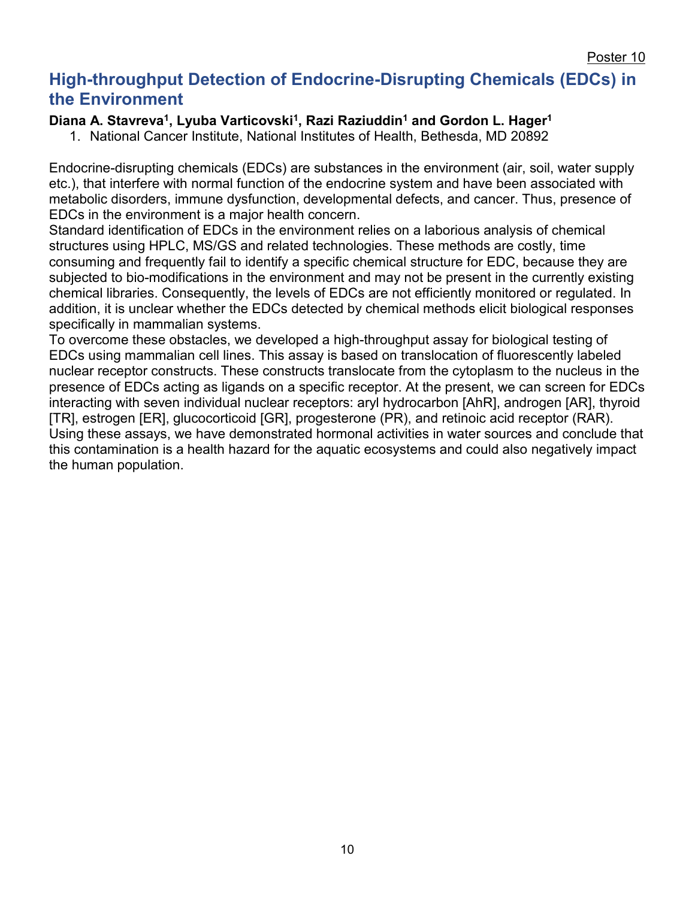Poster 10

## High-throughput Detection of Endocrine-Disrupting Chemicals (EDCs) in the Environment

**Diana A. Stavreva[1], Lyuba Varticovski[1], Razi Raziuddin[1] and Gordon L. Hager[1]**

1. National Cancer Institute, National Institutes of Health, Bethesda, MD 20892

Endocrine-disrupting chemicals (EDCs) are substances in the environment (air, soil, water supply etc.), that interfere with normal function of the endocrine system and have been associated with metabolic disorders, immune dysfunction, developmental defects, and cancer. Thus, presence of EDCs in the environment is a major health concern.

Standard identification of EDCs in the environment relies on a laborious analysis of chemical structures using HPLC, MS/GS and related technologies. These methods are costly, time consuming and frequently fail to identify a specific chemical structure for EDC, because they are subjected to bio-modifications in the environment and may not be present in the currently existing chemical libraries. Consequently, the levels of EDCs are not efficiently monitored or regulated. In addition, it is unclear whether the EDCs detected by chemical methods elicit biological responses specifically in mammalian systems.

To overcome these obstacles, we developed a high-throughput assay for biological testing of EDCs using mammalian cell lines. This assay is based on translocation of fluorescently labeled nuclear receptor constructs. These constructs translocate from the cytoplasm to the nucleus in the presence of EDCs acting as ligands on a specific receptor. At the present, we can screen for EDCs interacting with seven individual nuclear receptors: aryl hydrocarbon [AhR], androgen [AR], thyroid [TR], estrogen [ER], glucocorticoid [GR], progesterone (PR), and retinoic acid receptor (RAR). Using these assays, we have demonstrated hormonal activities in water sources and conclude that this contamination is a health hazard for the aquatic ecosystems and could also negatively impact the human population.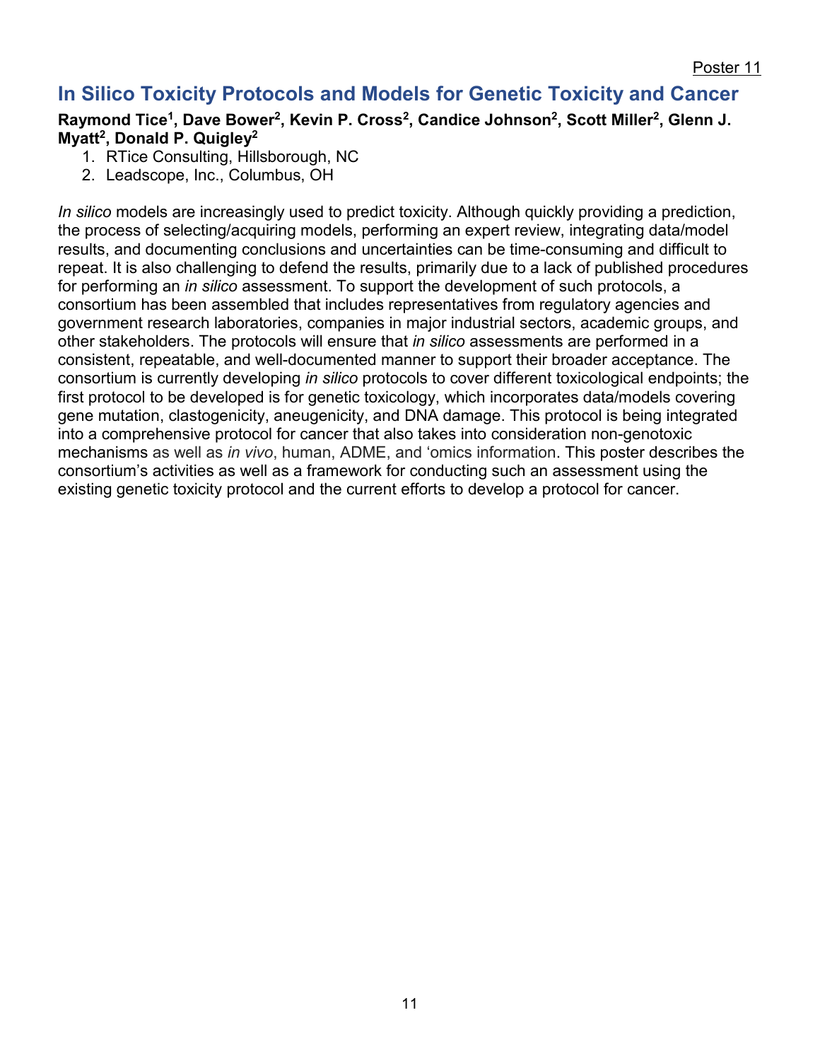Poster 11

## In Silico Toxicity Protocols and Models for Genetic Toxicity and Cancer

**Raymond Tice[1], Dave Bower[2], Kevin P. Cross[2], Candice Johnson[2], Scott Miller[2], Glenn J. Myatt[2], Donald P. Quigley[2]**

1. RTice Consulting, Hillsborough, NC
2. Leadscope, Inc., Columbus, OH

*In silico* models are increasingly used to predict toxicity. Although quickly providing a prediction, the process of selecting/acquiring models, performing an expert review, integrating data/model results, and documenting conclusions and uncertainties can be time-consuming and difficult to repeat. It is also challenging to defend the results, primarily due to a lack of published procedures for performing an *in silico* assessment. To support the development of such protocols, a consortium has been assembled that includes representatives from regulatory agencies and government research laboratories, companies in major industrial sectors, academic groups, and other stakeholders. The protocols will ensure that *in silico* assessments are performed in a consistent, repeatable, and well-documented manner to support their broader acceptance. The consortium is currently developing *in silico* protocols to cover different toxicological endpoints; the first protocol to be developed is for genetic toxicology, which incorporates data/models covering gene mutation, clastogenicity, aneugenicity, and DNA damage. This protocol is being integrated into a comprehensive protocol for cancer that also takes into consideration non-genotoxic mechanisms as well as *in vivo*, human, ADME, and 'omics information. This poster describes the consortium's activities as well as a framework for conducting such an assessment using the existing genetic toxicity protocol and the current efforts to develop a protocol for cancer.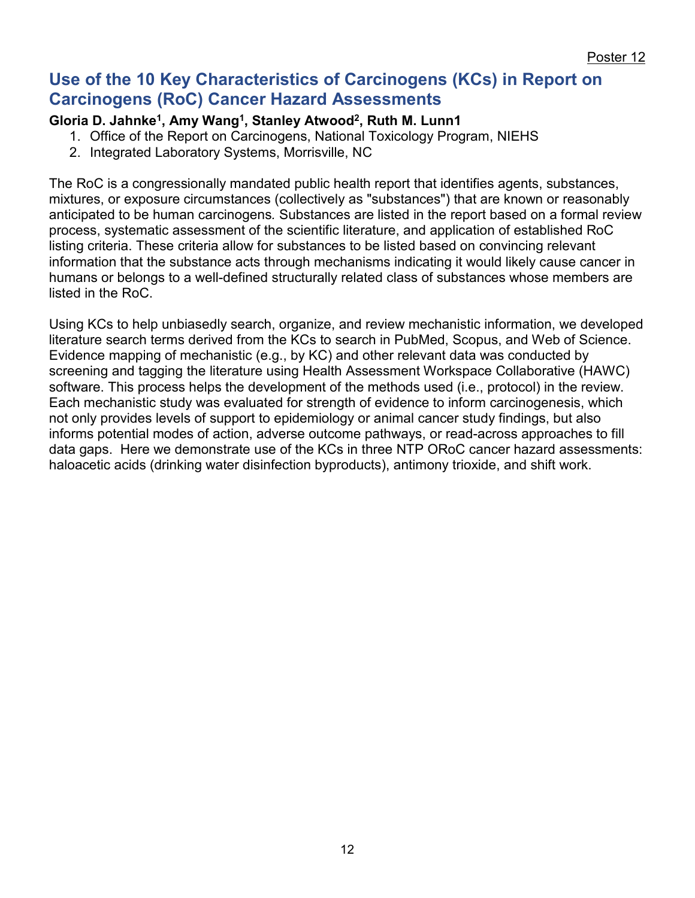Poster 12

## Use of the 10 Key Characteristics of Carcinogens (KCs) in Report on Carcinogens (RoC) Cancer Hazard Assessments

**Gloria D. Jahnke[1], Amy Wang[1], Stanley Atwood[2], Ruth M. Lunn1**

1. Office of the Report on Carcinogens, National Toxicology Program, NIEHS
2. Integrated Laboratory Systems, Morrisville, NC

The RoC is a congressionally mandated public health report that identifies agents, substances, mixtures, or exposure circumstances (collectively as "substances") that are known or reasonably anticipated to be human carcinogens. Substances are listed in the report based on a formal review process, systematic assessment of the scientific literature, and application of established RoC listing criteria. These criteria allow for substances to be listed based on convincing relevant information that the substance acts through mechanisms indicating it would likely cause cancer in humans or belongs to a well-defined structurally related class of substances whose members are listed in the RoC.

Using KCs to help unbiasedly search, organize, and review mechanistic information, we developed literature search terms derived from the KCs to search in PubMed, Scopus, and Web of Science. Evidence mapping of mechanistic (e.g., by KC) and other relevant data was conducted by screening and tagging the literature using Health Assessment Workspace Collaborative (HAWC) software. This process helps the development of the methods used (i.e., protocol) in the review. Each mechanistic study was evaluated for strength of evidence to inform carcinogenesis, which not only provides levels of support to epidemiology or animal cancer study findings, but also informs potential modes of action, adverse outcome pathways, or read-across approaches to fill data gaps. Here we demonstrate use of the KCs in three NTP ORoC cancer hazard assessments: haloacetic acids (drinking water disinfection byproducts), antimony trioxide, and shift work.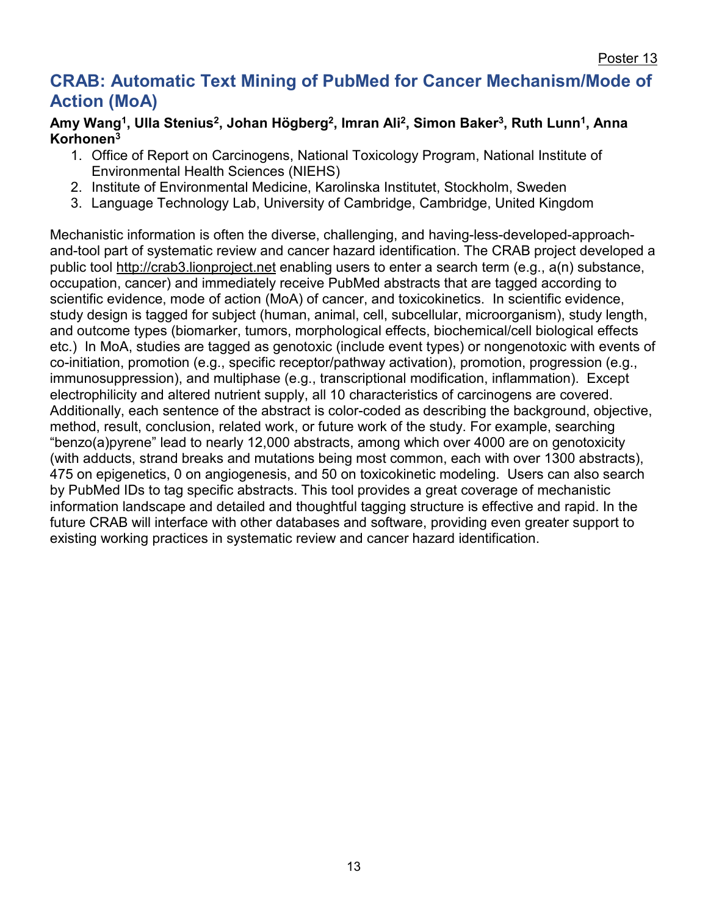Poster 13

## CRAB: Automatic Text Mining of PubMed for Cancer Mechanism/Mode of Action (MoA)

**Amy Wang[1], Ulla Stenius[2], Johan Högberg[2], Imran Ali[2], Simon Baker[3], Ruth Lunn[1], Anna Korhonen[3]**

1. Office of Report on Carcinogens, National Toxicology Program, National Institute of Environmental Health Sciences (NIEHS)
2. Institute of Environmental Medicine, Karolinska Institutet, Stockholm, Sweden
3. Language Technology Lab, University of Cambridge, Cambridge, United Kingdom

Mechanistic information is often the diverse, challenging, and having-less-developed-approach-and-tool part of systematic review and cancer hazard identification. The CRAB project developed a public tool http://crab3.lionproject.net enabling users to enter a search term (e.g., a(n) substance, occupation, cancer) and immediately receive PubMed abstracts that are tagged according to scientific evidence, mode of action (MoA) of cancer, and toxicokinetics. In scientific evidence, study design is tagged for subject (human, animal, cell, subcellular, microorganism), study length, and outcome types (biomarker, tumors, morphological effects, biochemical/cell biological effects etc.) In MoA, studies are tagged as genotoxic (include event types) or nongenotoxic with events of co-initiation, promotion (e.g., specific receptor/pathway activation), promotion, progression (e.g., immunosuppression), and multiphase (e.g., transcriptional modification, inflammation). Except electrophilicity and altered nutrient supply, all 10 characteristics of carcinogens are covered. Additionally, each sentence of the abstract is color-coded as describing the background, objective, method, result, conclusion, related work, or future work of the study. For example, searching "benzo(a)pyrene" lead to nearly 12,000 abstracts, among which over 4000 are on genotoxicity (with adducts, strand breaks and mutations being most common, each with over 1300 abstracts), 475 on epigenetics, 0 on angiogenesis, and 50 on toxicokinetic modeling. Users can also search by PubMed IDs to tag specific abstracts. This tool provides a great coverage of mechanistic information landscape and detailed and thoughtful tagging structure is effective and rapid. In the future CRAB will interface with other databases and software, providing even greater support to existing working practices in systematic review and cancer hazard identification.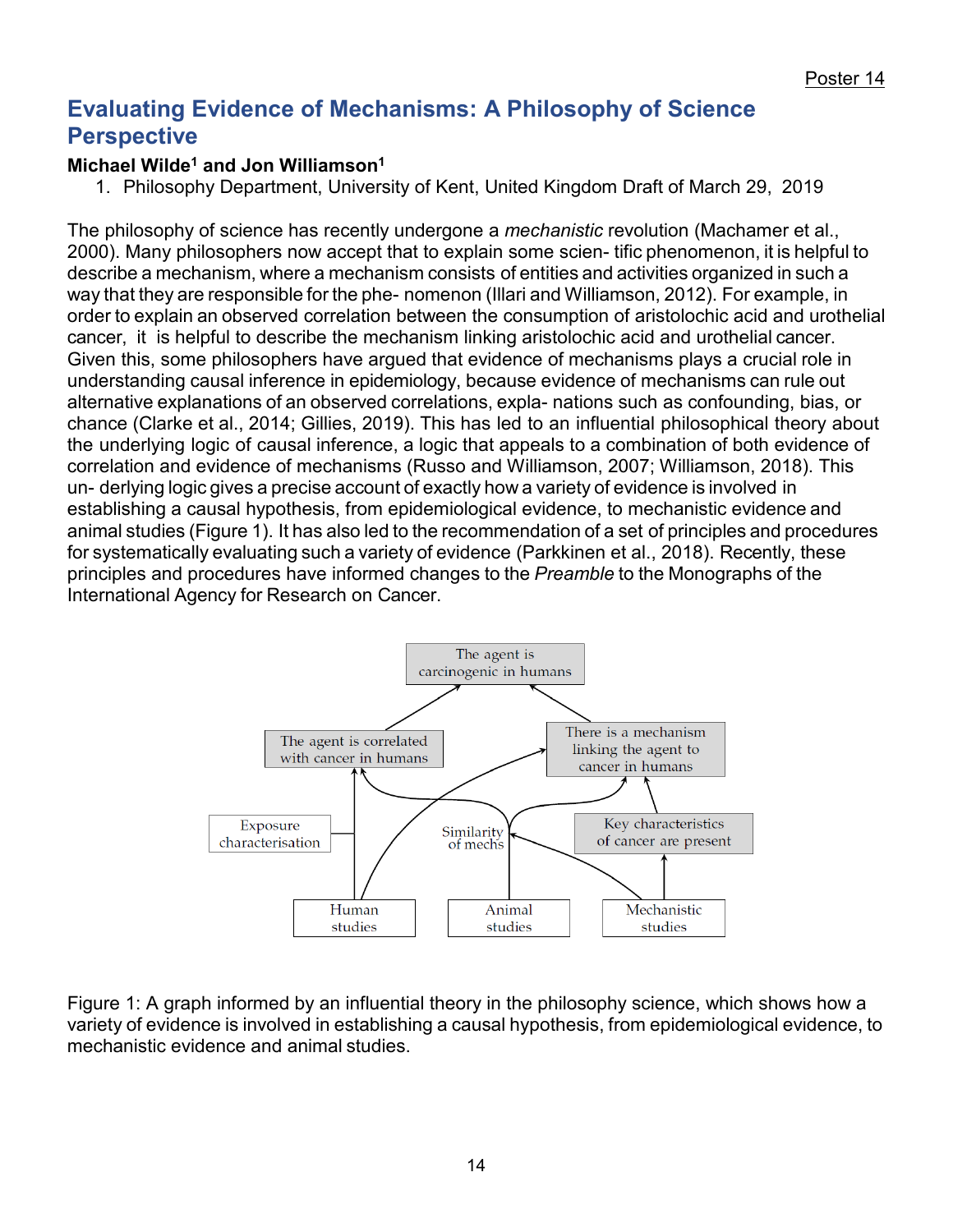Poster 14

# Evaluating Evidence of Mechanisms: A Philosophy of Science Perspective

**Michael Wilde[1] and Jon Williamson[1]**

1. Philosophy Department, University of Kent, United Kingdom Draft of March 29, 2019

The philosophy of science has recently undergone a *mechanistic* revolution (Machamer et al., 2000). Many philosophers now accept that to explain some scien- tific phenomenon, it is helpful to describe a mechanism, where a mechanism consists of entities and activities organized in such a way that they are responsible for the phe- nomenon (Illari and Williamson, 2012). For example, in order to explain an observed correlation between the consumption of aristolochic acid and urothelial cancer, it is helpful to describe the mechanism linking aristolochic acid and urothelial cancer. Given this, some philosophers have argued that evidence of mechanisms plays a crucial role in understanding causal inference in epidemiology, because evidence of mechanisms can rule out alternative explanations of an observed correlations, expla- nations such as confounding, bias, or chance (Clarke et al., 2014; Gillies, 2019). This has led to an influential philosophical theory about the underlying logic of causal inference, a logic that appeals to a combination of both evidence of correlation and evidence of mechanisms (Russo and Williamson, 2007; Williamson, 2018). This un- derlying logic gives a precise account of exactly how a variety of evidence is involved in establishing a causal hypothesis, from epidemiological evidence, to mechanistic evidence and animal studies (Figure 1). It has also led to the recommendation of a set of principles and procedures for systematically evaluating such a variety of evidence (Parkkinen et al., 2018). Recently, these principles and procedures have informed changes to the *Preamble* to the Monographs of the International Agency for Research on Cancer.

Figure 1: A graph informed by an influential theory in the philosophy science, which shows how a variety of evidence is involved in establishing a causal hypothesis, from epidemiological evidence, to mechanistic evidence and animal studies.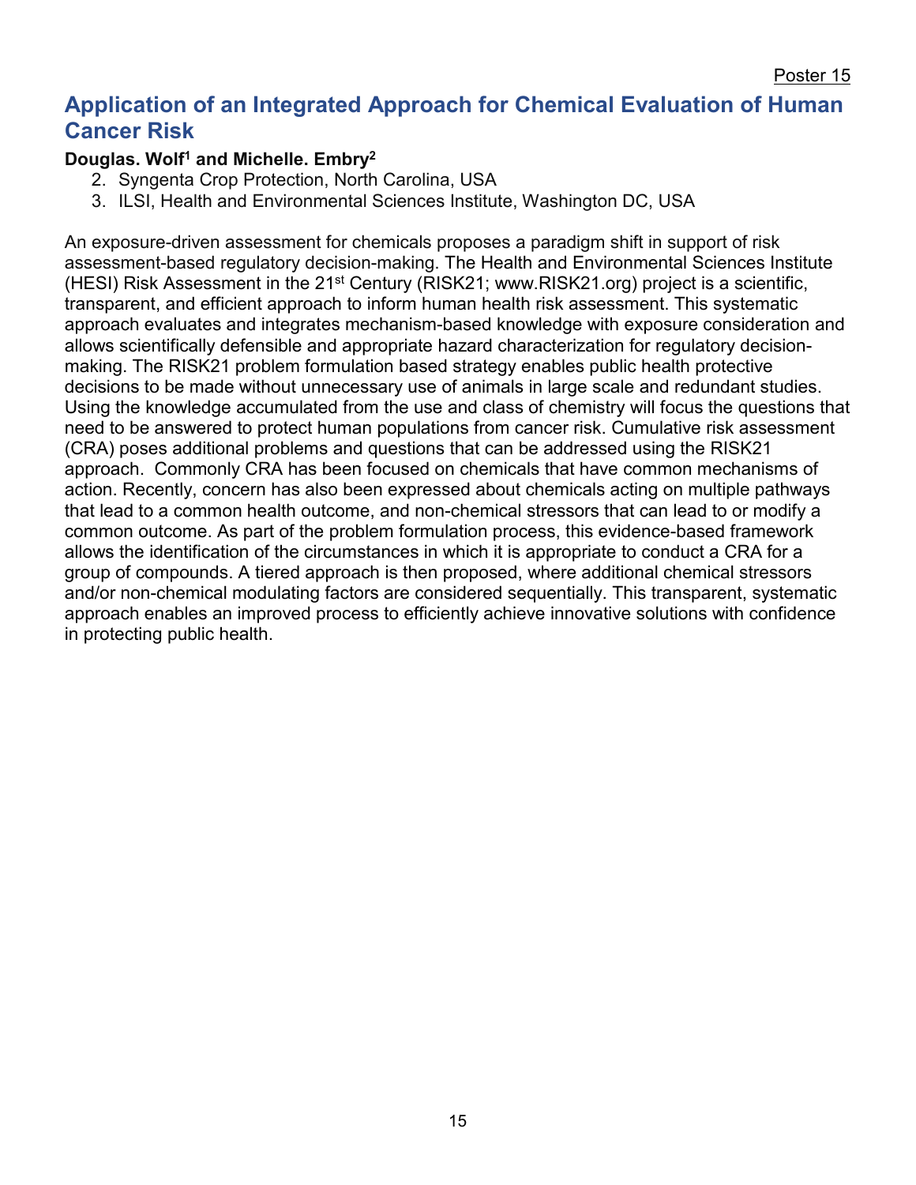Poster 15

# Application of an Integrated Approach for Chemical Evaluation of Human Cancer Risk

**Douglas. Wolf[1] and Michelle. Embry[2]**

2. Syngenta Crop Protection, North Carolina, USA
3. ILSI, Health and Environmental Sciences Institute, Washington DC, USA

An exposure-driven assessment for chemicals proposes a paradigm shift in support of risk assessment-based regulatory decision-making. The Health and Environmental Sciences Institute (HESI) Risk Assessment in the 21st Century (RISK21; www.RISK21.org) project is a scientific, transparent, and efficient approach to inform human health risk assessment. This systematic approach evaluates and integrates mechanism-based knowledge with exposure consideration and allows scientifically defensible and appropriate hazard characterization for regulatory decision-making. The RISK21 problem formulation based strategy enables public health protective decisions to be made without unnecessary use of animals in large scale and redundant studies. Using the knowledge accumulated from the use and class of chemistry will focus the questions that need to be answered to protect human populations from cancer risk. Cumulative risk assessment (CRA) poses additional problems and questions that can be addressed using the RISK21 approach. Commonly CRA has been focused on chemicals that have common mechanisms of action. Recently, concern has also been expressed about chemicals acting on multiple pathways that lead to a common health outcome, and non-chemical stressors that can lead to or modify a common outcome. As part of the problem formulation process, this evidence-based framework allows the identification of the circumstances in which it is appropriate to conduct a CRA for a group of compounds. A tiered approach is then proposed, where additional chemical stressors and/or non-chemical modulating factors are considered sequentially. This transparent, systematic approach enables an improved process to efficiently achieve innovative solutions with confidence in protecting public health.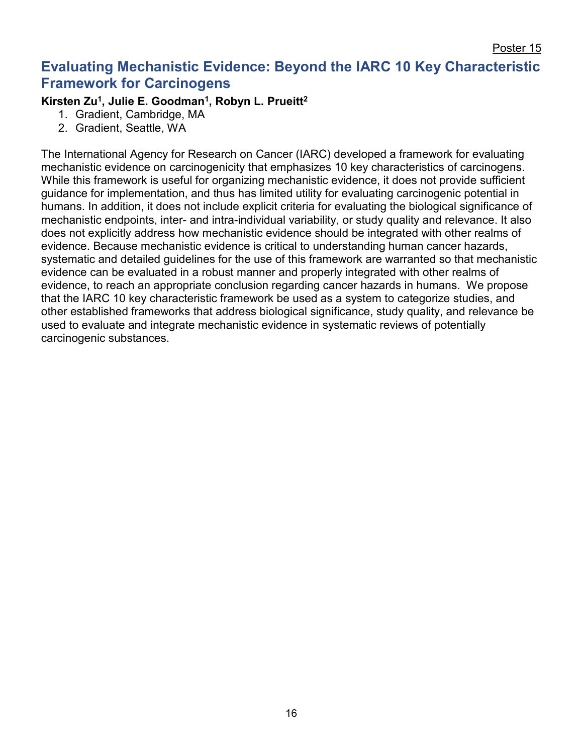Poster 15

## Evaluating Mechanistic Evidence: Beyond the IARC 10 Key Characteristic Framework for Carcinogens

**Kirsten Zu[1], Julie E. Goodman[1], Robyn L. Prueitt[2]**

1. Gradient, Cambridge, MA
2. Gradient, Seattle, WA

The International Agency for Research on Cancer (IARC) developed a framework for evaluating mechanistic evidence on carcinogenicity that emphasizes 10 key characteristics of carcinogens. While this framework is useful for organizing mechanistic evidence, it does not provide sufficient guidance for implementation, and thus has limited utility for evaluating carcinogenic potential in humans. In addition, it does not include explicit criteria for evaluating the biological significance of mechanistic endpoints, inter- and intra-individual variability, or study quality and relevance. It also does not explicitly address how mechanistic evidence should be integrated with other realms of evidence. Because mechanistic evidence is critical to understanding human cancer hazards, systematic and detailed guidelines for the use of this framework are warranted so that mechanistic evidence can be evaluated in a robust manner and properly integrated with other realms of evidence, to reach an appropriate conclusion regarding cancer hazards in humans. We propose that the IARC 10 key characteristic framework be used as a system to categorize studies, and other established frameworks that address biological significance, study quality, and relevance be used to evaluate and integrate mechanistic evidence in systematic reviews of potentially carcinogenic substances.